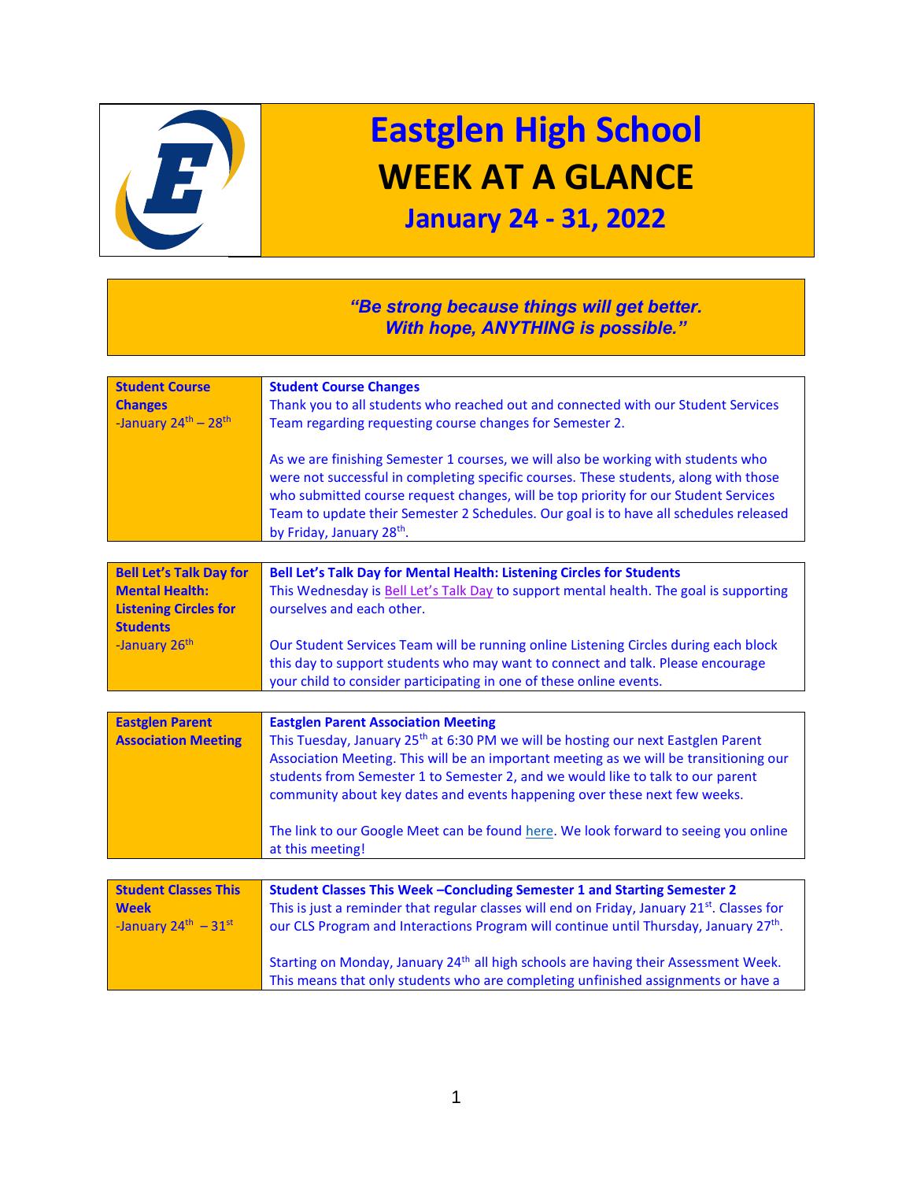# Eastglen High School

# WEEK AT A GLANCE

## January 24 - 31, 2022

***"Be strong because things will get better. With hope, ANYTHING is possible."***

| | |
|---|---|
| **Student Course Changes**<br>-January 24th – 28th | **Student Course Changes**<br>Thank you to all students who reached out and connected with our Student Services Team regarding requesting course changes for Semester 2.<br><br>As we are finishing Semester 1 courses, we will also be working with students who were not successful in completing specific courses. These students, along with those who submitted course request changes, will be top priority for our Student Services Team to update their Semester 2 Schedules. Our goal is to have all schedules released by Friday, January 28th. |

| | |
|---|---|
| **Bell Let's Talk Day for Mental Health: Listening Circles for Students**<br>-January 26th | **Bell Let's Talk Day for Mental Health: Listening Circles for Students**<br>This Wednesday is Bell Let's Talk Day to support mental health. The goal is supporting ourselves and each other.<br><br>Our Student Services Team will be running online Listening Circles during each block this day to support students who may want to connect and talk. Please encourage your child to consider participating in one of these online events. |

| | |
|---|---|
| **Eastglen Parent Association Meeting** | **Eastglen Parent Association Meeting**<br>This Tuesday, January 25th at 6:30 PM we will be hosting our next Eastglen Parent Association Meeting. This will be an important meeting as we will be transitioning our students from Semester 1 to Semester 2, and we would like to talk to our parent community about key dates and events happening over these next few weeks.<br><br>The link to our Google Meet can be found here. We look forward to seeing you online at this meeting! |

| | |
|---|---|
| **Student Classes This Week**<br>-January 24th – 31st | **Student Classes This Week –Concluding Semester 1 and Starting Semester 2**<br>This is just a reminder that regular classes will end on Friday, January 21st. Classes for our CLS Program and Interactions Program will continue until Thursday, January 27th.<br><br>Starting on Monday, January 24th all high schools are having their Assessment Week. This means that only students who are completing unfinished assignments or have a |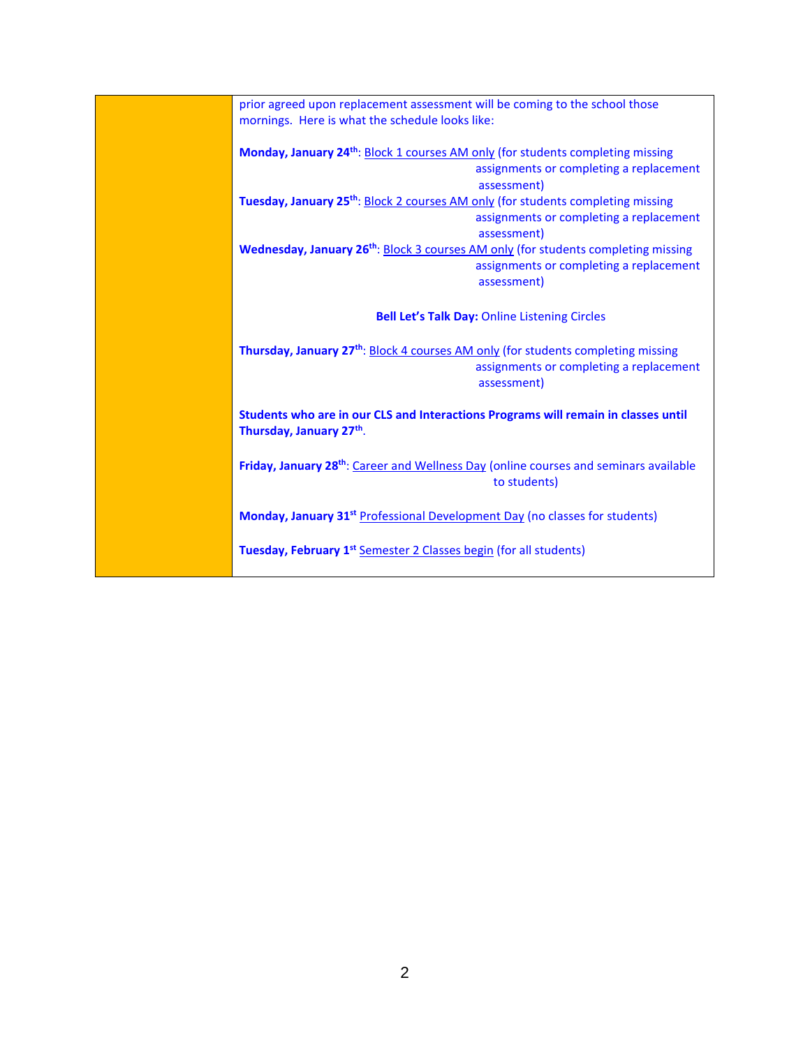prior agreed upon replacement assessment will be coming to the school those mornings. Here is what the schedule looks like:

**Monday, January 24th**: Block 1 courses AM only (for students completing missing assignments or completing a replacement assessment)

**Tuesday, January 25th**: Block 2 courses AM only (for students completing missing assignments or completing a replacement assessment)

**Wednesday, January 26th**: Block 3 courses AM only (for students completing missing assignments or completing a replacement assessment)

**Bell Let's Talk Day:** Online Listening Circles

**Thursday, January 27th**: Block 4 courses AM only (for students completing missing assignments or completing a replacement assessment)

**Students who are in our CLS and Interactions Programs will remain in classes until Thursday, January 27th**.

**Friday, January 28th**: Career and Wellness Day (online courses and seminars available to students)

**Monday, January 31st** Professional Development Day (no classes for students)

**Tuesday, February 1st** Semester 2 Classes begin (for all students)